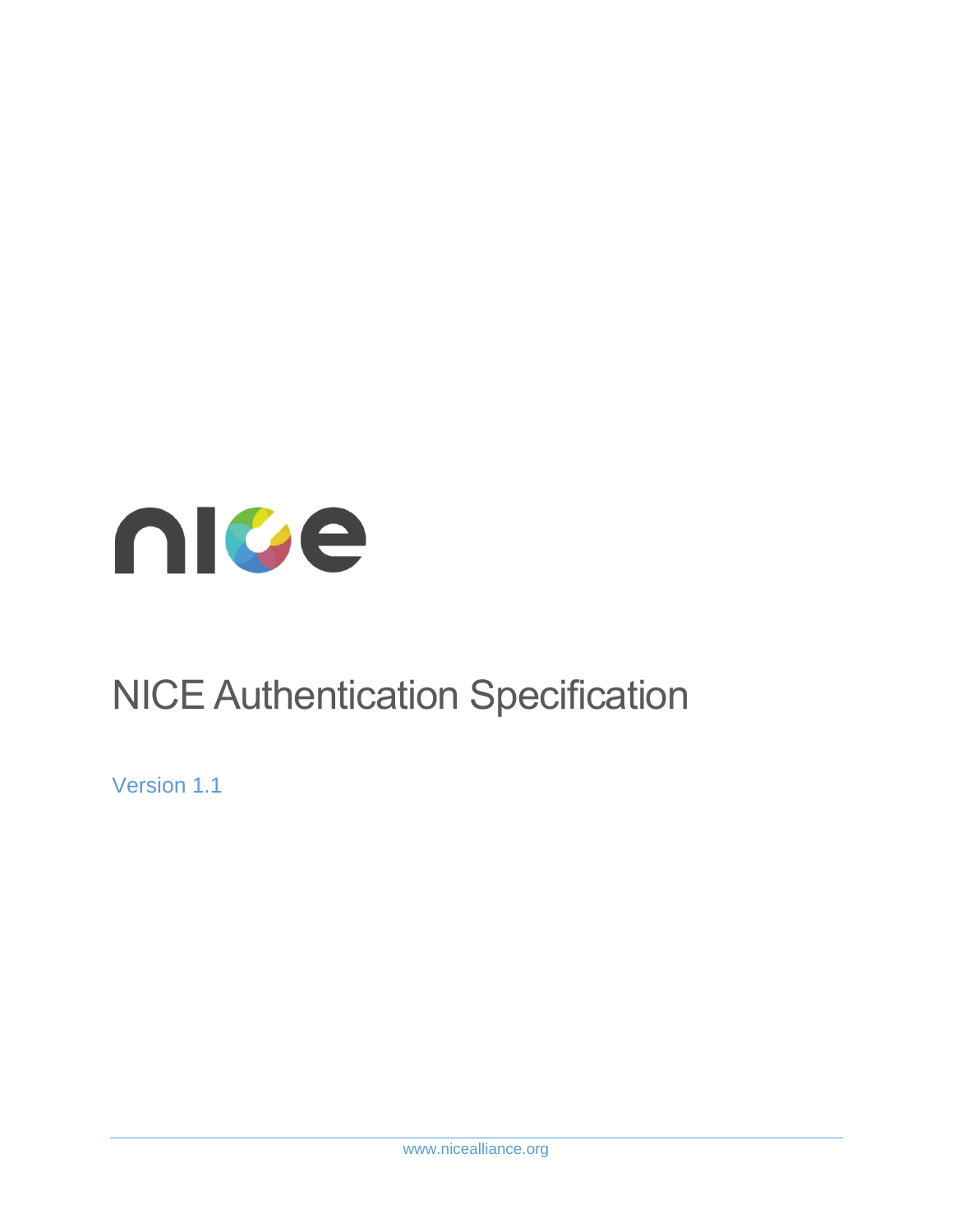nice

# NICE Authentication Specification

Version 1.1

www.nicealliance.org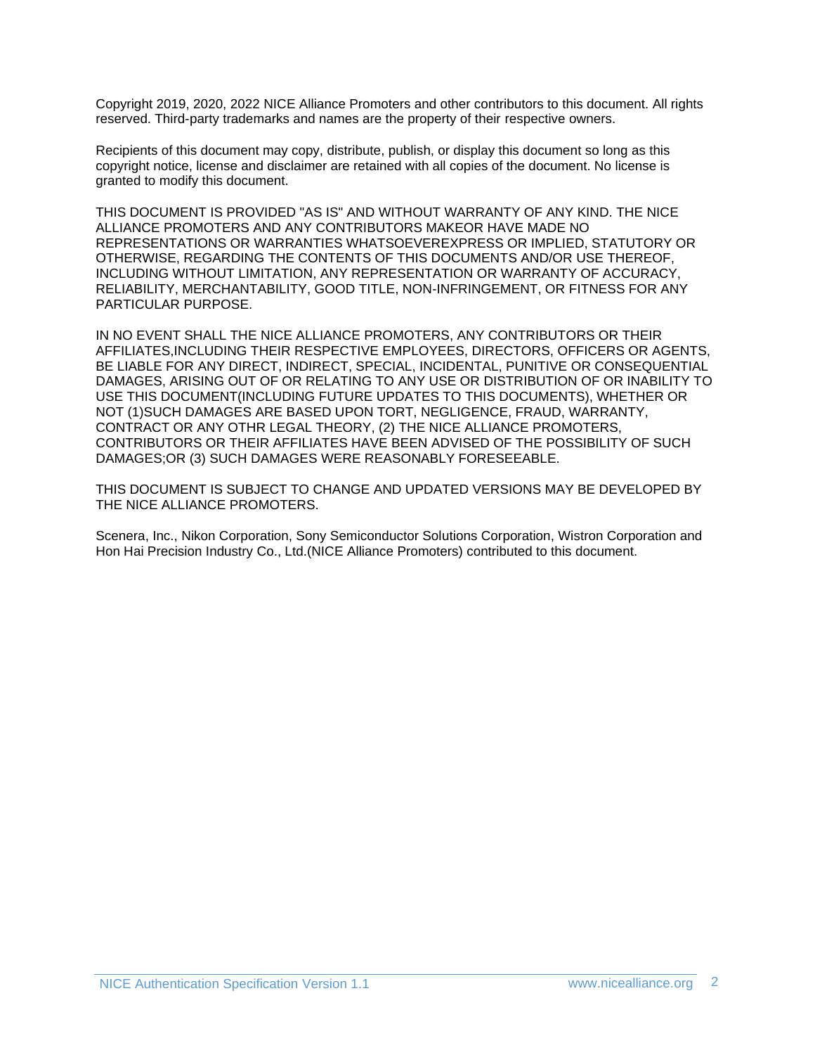Copyright 2019, 2020, 2022 NICE Alliance Promoters and other contributors to this document. All rights reserved. Third-party trademarks and names are the property of their respective owners.

Recipients of this document may copy, distribute, publish, or display this document so long as this copyright notice, license and disclaimer are retained with all copies of the document. No license is granted to modify this document.

THIS DOCUMENT IS PROVIDED "AS IS" AND WITHOUT WARRANTY OF ANY KIND. THE NICE ALLIANCE PROMOTERS AND ANY CONTRIBUTORS MAKEOR HAVE MADE NO REPRESENTATIONS OR WARRANTIES WHATSOEVEREXPRESS OR IMPLIED, STATUTORY OR OTHERWISE, REGARDING THE CONTENTS OF THIS DOCUMENTS AND/OR USE THEREOF, INCLUDING WITHOUT LIMITATION, ANY REPRESENTATION OR WARRANTY OF ACCURACY, RELIABILITY, MERCHANTABILITY, GOOD TITLE, NON-INFRINGEMENT, OR FITNESS FOR ANY PARTICULAR PURPOSE.

IN NO EVENT SHALL THE NICE ALLIANCE PROMOTERS, ANY CONTRIBUTORS OR THEIR AFFILIATES,INCLUDING THEIR RESPECTIVE EMPLOYEES, DIRECTORS, OFFICERS OR AGENTS, BE LIABLE FOR ANY DIRECT, INDIRECT, SPECIAL, INCIDENTAL, PUNITIVE OR CONSEQUENTIAL DAMAGES, ARISING OUT OF OR RELATING TO ANY USE OR DISTRIBUTION OF OR INABILITY TO USE THIS DOCUMENT(INCLUDING FUTURE UPDATES TO THIS DOCUMENTS), WHETHER OR NOT (1)SUCH DAMAGES ARE BASED UPON TORT, NEGLIGENCE, FRAUD, WARRANTY, CONTRACT OR ANY OTHR LEGAL THEORY, (2) THE NICE ALLIANCE PROMOTERS, CONTRIBUTORS OR THEIR AFFILIATES HAVE BEEN ADVISED OF THE POSSIBILITY OF SUCH DAMAGES;OR (3) SUCH DAMAGES WERE REASONABLY FORESEEABLE.

THIS DOCUMENT IS SUBJECT TO CHANGE AND UPDATED VERSIONS MAY BE DEVELOPED BY THE NICE ALLIANCE PROMOTERS.

Scenera, Inc., Nikon Corporation, Sony Semiconductor Solutions Corporation, Wistron Corporation and Hon Hai Precision Industry Co., Ltd.(NICE Alliance Promoters) contributed to this document.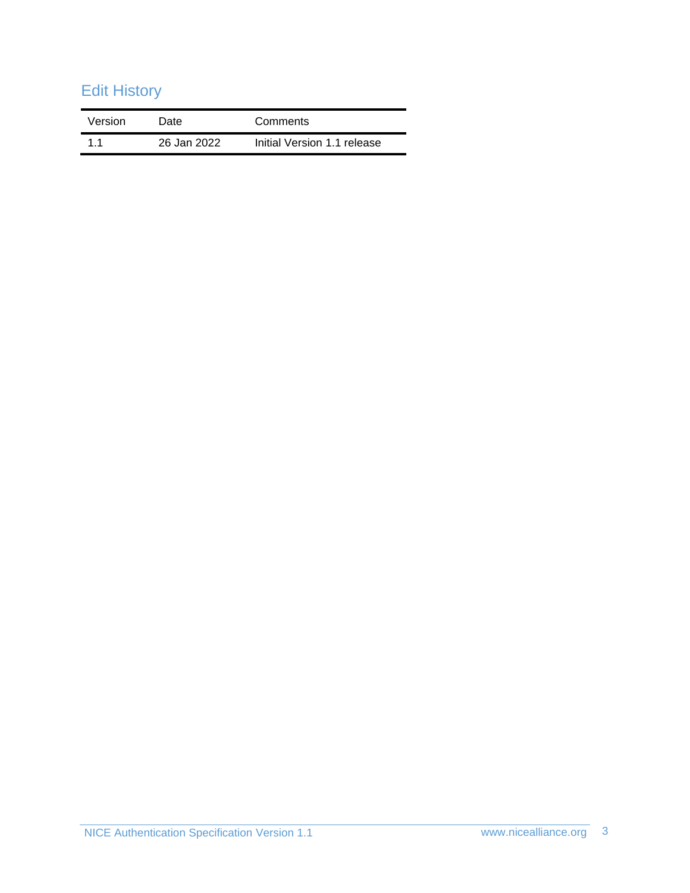## Edit History

| Version | Date | Comments |
|---|---|---|
| 1.1 | 26 Jan 2022 | Initial Version 1.1 release |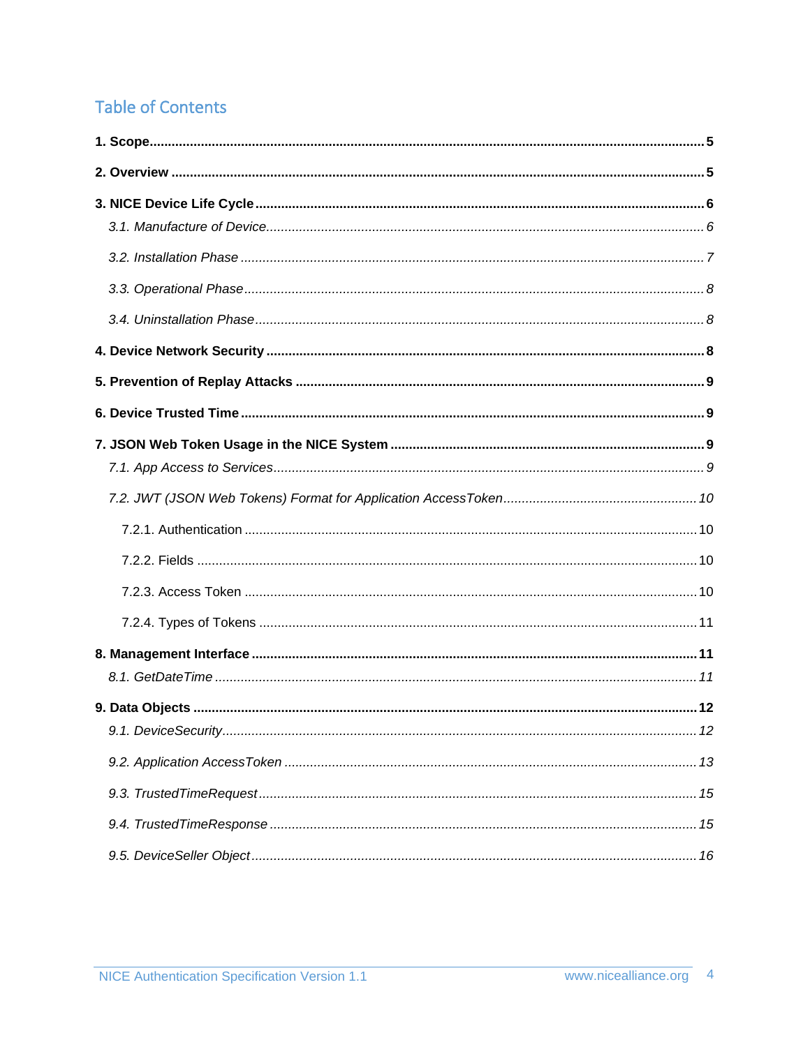## Table of Contents

**1. Scope** ..... **5**

**2. Overview** ..... **5**

**3. NICE Device Life Cycle** ..... **6**

*3.1. Manufacture of Device* ..... *6*

*3.2. Installation Phase* ..... *7*

*3.3. Operational Phase* ..... *8*

*3.4. Uninstallation Phase* ..... *8*

**4. Device Network Security** ..... **8**

**5. Prevention of Replay Attacks** ..... **9**

**6. Device Trusted Time** ..... **9**

**7. JSON Web Token Usage in the NICE System** ..... **9**

*7.1. App Access to Services* ..... *9*

*7.2. JWT (JSON Web Tokens) Format for Application AccessToken* ..... *10*

7.2.1. Authentication ..... 10

7.2.2. Fields ..... 10

7.2.3. Access Token ..... 10

7.2.4. Types of Tokens ..... 11

**8. Management Interface** ..... **11**

*8.1. GetDateTime* ..... *11*

**9. Data Objects** ..... **12**

*9.1. DeviceSecurity* ..... *12*

*9.2. Application AccessToken* ..... *13*

*9.3. TrustedTimeRequest* ..... *15*

*9.4. TrustedTimeResponse* ..... *15*

*9.5. DeviceSeller Object* ..... *16*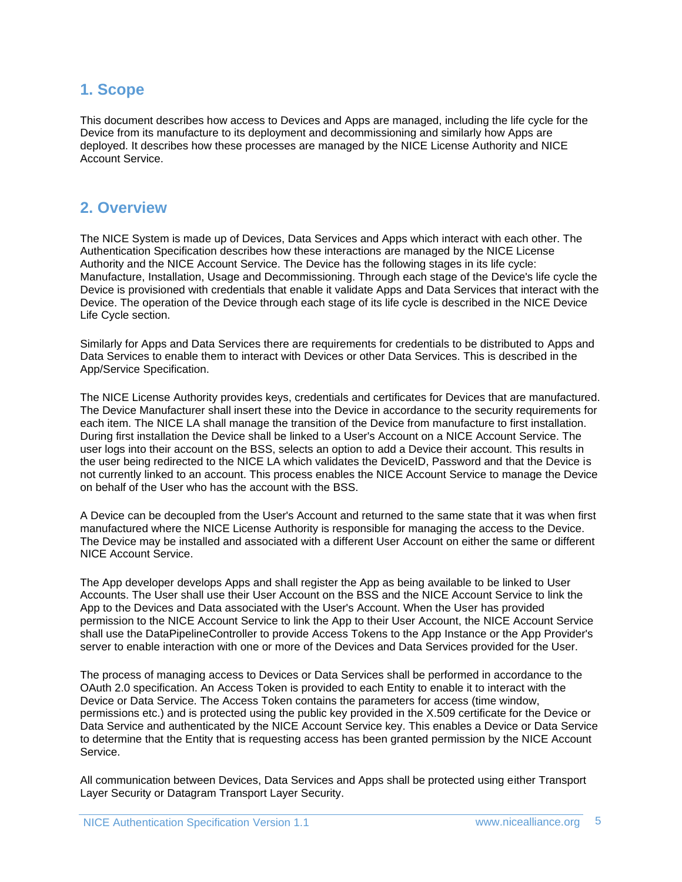## 1. Scope

This document describes how access to Devices and Apps are managed, including the life cycle for the Device from its manufacture to its deployment and decommissioning and similarly how Apps are deployed. It describes how these processes are managed by the NICE License Authority and NICE Account Service.

## 2. Overview

The NICE System is made up of Devices, Data Services and Apps which interact with each other. The Authentication Specification describes how these interactions are managed by the NICE License Authority and the NICE Account Service. The Device has the following stages in its life cycle: Manufacture, Installation, Usage and Decommissioning. Through each stage of the Device's life cycle the Device is provisioned with credentials that enable it validate Apps and Data Services that interact with the Device. The operation of the Device through each stage of its life cycle is described in the NICE Device Life Cycle section.

Similarly for Apps and Data Services there are requirements for credentials to be distributed to Apps and Data Services to enable them to interact with Devices or other Data Services. This is described in the App/Service Specification.

The NICE License Authority provides keys, credentials and certificates for Devices that are manufactured. The Device Manufacturer shall insert these into the Device in accordance to the security requirements for each item. The NICE LA shall manage the transition of the Device from manufacture to first installation. During first installation the Device shall be linked to a User's Account on a NICE Account Service. The user logs into their account on the BSS, selects an option to add a Device their account. This results in the user being redirected to the NICE LA which validates the DeviceID, Password and that the Device is not currently linked to an account. This process enables the NICE Account Service to manage the Device on behalf of the User who has the account with the BSS.

A Device can be decoupled from the User's Account and returned to the same state that it was when first manufactured where the NICE License Authority is responsible for managing the access to the Device. The Device may be installed and associated with a different User Account on either the same or different NICE Account Service.

The App developer develops Apps and shall register the App as being available to be linked to User Accounts. The User shall use their User Account on the BSS and the NICE Account Service to link the App to the Devices and Data associated with the User's Account. When the User has provided permission to the NICE Account Service to link the App to their User Account, the NICE Account Service shall use the DataPipelineController to provide Access Tokens to the App Instance or the App Provider's server to enable interaction with one or more of the Devices and Data Services provided for the User.

The process of managing access to Devices or Data Services shall be performed in accordance to the OAuth 2.0 specification. An Access Token is provided to each Entity to enable it to interact with the Device or Data Service. The Access Token contains the parameters for access (time window, permissions etc.) and is protected using the public key provided in the X.509 certificate for the Device or Data Service and authenticated by the NICE Account Service key. This enables a Device or Data Service to determine that the Entity that is requesting access has been granted permission by the NICE Account Service.

All communication between Devices, Data Services and Apps shall be protected using either Transport Layer Security or Datagram Transport Layer Security.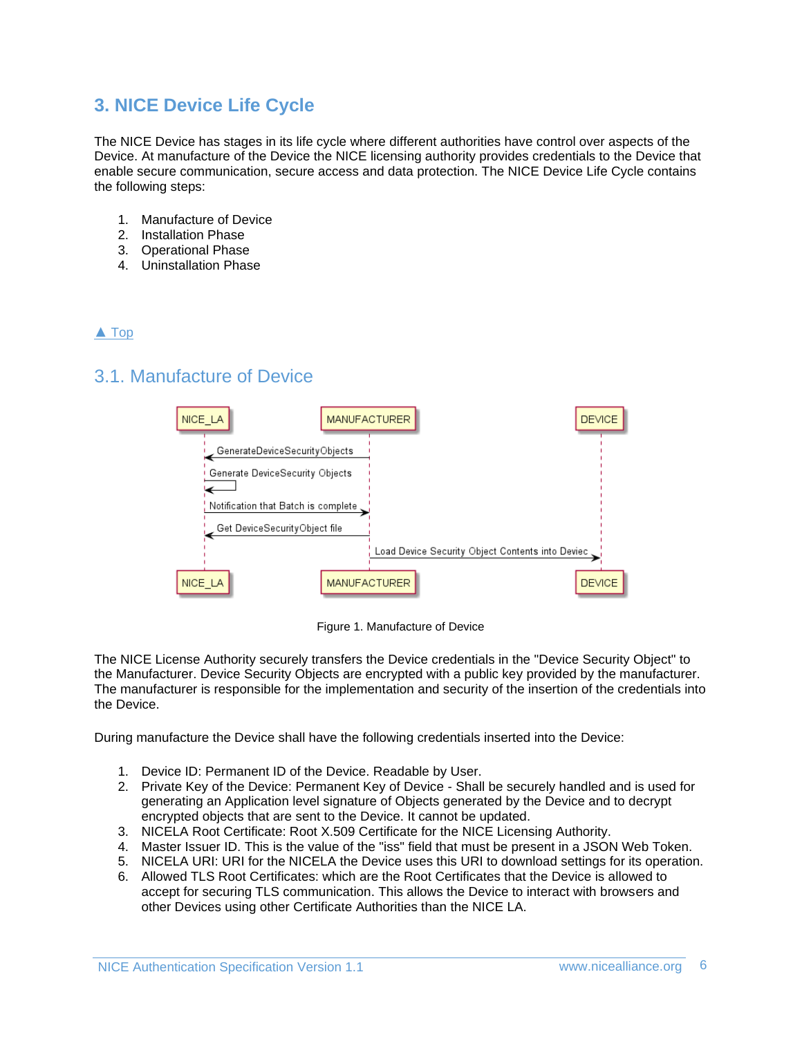## 3. NICE Device Life Cycle

The NICE Device has stages in its life cycle where different authorities have control over aspects of the Device. At manufacture of the Device the NICE licensing authority provides credentials to the Device that enable secure communication, secure access and data protection. The NICE Device Life Cycle contains the following steps:

1. Manufacture of Device
2. Installation Phase
3. Operational Phase
4. Uninstallation Phase

▲ Top

### 3.1. Manufacture of Device

Figure 1. Manufacture of Device

The NICE License Authority securely transfers the Device credentials in the "Device Security Object" to the Manufacturer. Device Security Objects are encrypted with a public key provided by the manufacturer. The manufacturer is responsible for the implementation and security of the insertion of the credentials into the Device.

During manufacture the Device shall have the following credentials inserted into the Device:

1. Device ID: Permanent ID of the Device. Readable by User.
2. Private Key of the Device: Permanent Key of Device - Shall be securely handled and is used for generating an Application level signature of Objects generated by the Device and to decrypt encrypted objects that are sent to the Device. It cannot be updated.
3. NICELA Root Certificate: Root X.509 Certificate for the NICE Licensing Authority.
4. Master Issuer ID. This is the value of the "iss" field that must be present in a JSON Web Token.
5. NICELA URI: URI for the NICELA the Device uses this URI to download settings for its operation.
6. Allowed TLS Root Certificates: which are the Root Certificates that the Device is allowed to accept for securing TLS communication. This allows the Device to interact with browsers and other Devices using other Certificate Authorities than the NICE LA.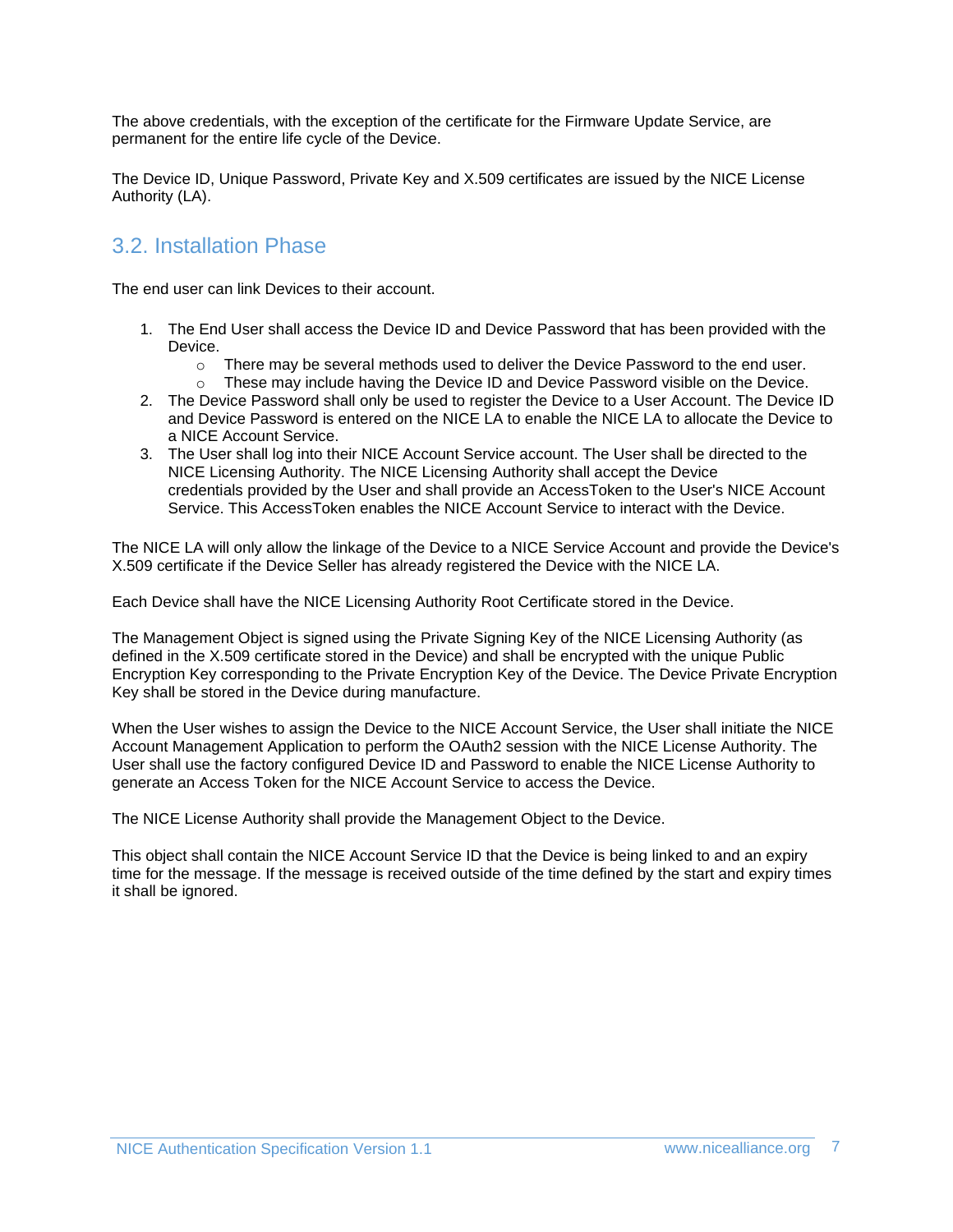The above credentials, with the exception of the certificate for the Firmware Update Service, are permanent for the entire life cycle of the Device.

The Device ID, Unique Password, Private Key and X.509 certificates are issued by the NICE License Authority (LA).

## 3.2. Installation Phase

The end user can link Devices to their account.

1. The End User shall access the Device ID and Device Password that has been provided with the Device.
    - There may be several methods used to deliver the Device Password to the end user.
    - These may include having the Device ID and Device Password visible on the Device.
2. The Device Password shall only be used to register the Device to a User Account. The Device ID and Device Password is entered on the NICE LA to enable the NICE LA to allocate the Device to a NICE Account Service.
3. The User shall log into their NICE Account Service account. The User shall be directed to the NICE Licensing Authority. The NICE Licensing Authority shall accept the Device credentials provided by the User and shall provide an AccessToken to the User's NICE Account Service. This AccessToken enables the NICE Account Service to interact with the Device.

The NICE LA will only allow the linkage of the Device to a NICE Service Account and provide the Device's X.509 certificate if the Device Seller has already registered the Device with the NICE LA.

Each Device shall have the NICE Licensing Authority Root Certificate stored in the Device.

The Management Object is signed using the Private Signing Key of the NICE Licensing Authority (as defined in the X.509 certificate stored in the Device) and shall be encrypted with the unique Public Encryption Key corresponding to the Private Encryption Key of the Device. The Device Private Encryption Key shall be stored in the Device during manufacture.

When the User wishes to assign the Device to the NICE Account Service, the User shall initiate the NICE Account Management Application to perform the OAuth2 session with the NICE License Authority. The User shall use the factory configured Device ID and Password to enable the NICE License Authority to generate an Access Token for the NICE Account Service to access the Device.

The NICE License Authority shall provide the Management Object to the Device.

This object shall contain the NICE Account Service ID that the Device is being linked to and an expiry time for the message. If the message is received outside of the time defined by the start and expiry times it shall be ignored.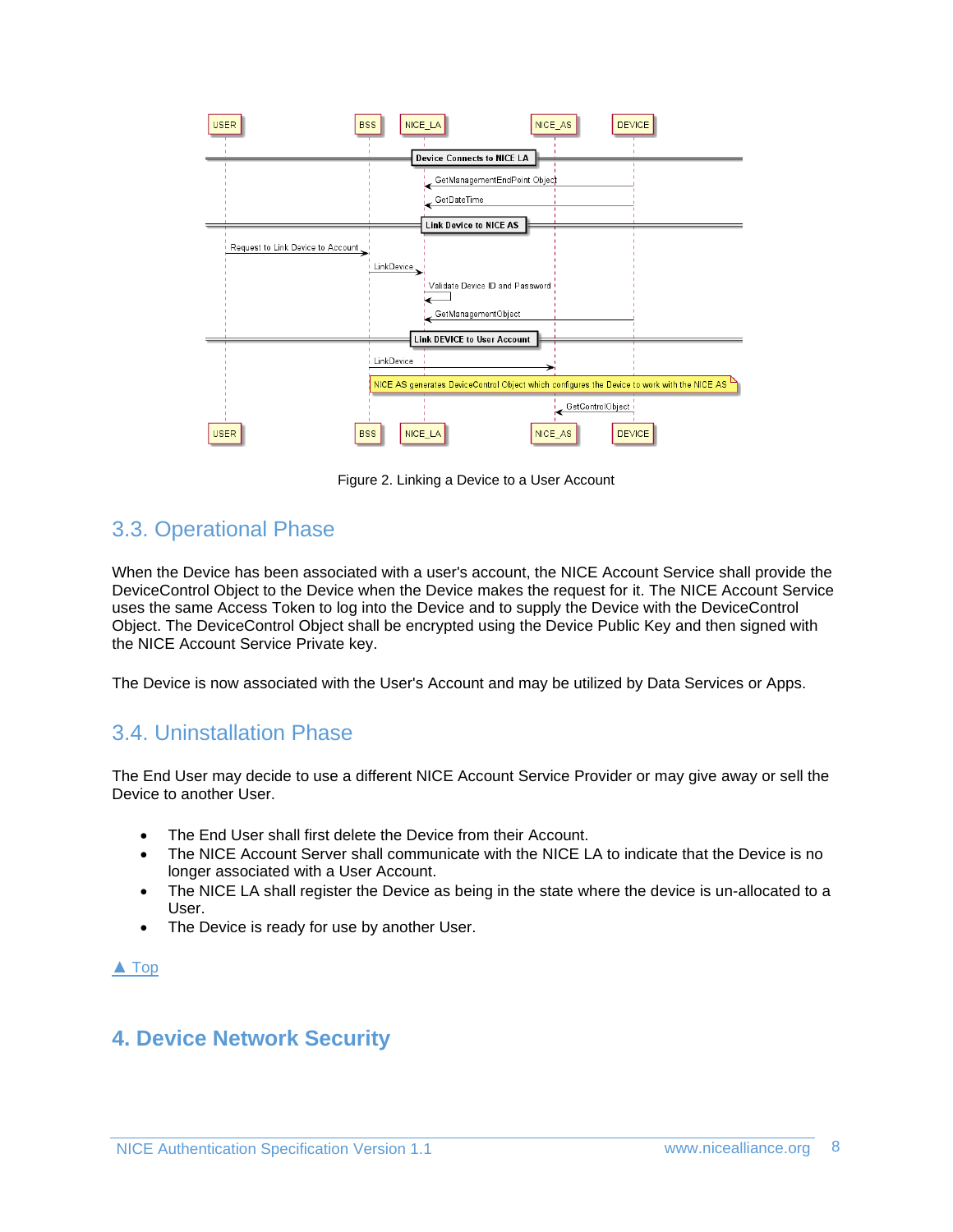Figure 2. Linking a Device to a User Account

## 3.3. Operational Phase

When the Device has been associated with a user's account, the NICE Account Service shall provide the DeviceControl Object to the Device when the Device makes the request for it. The NICE Account Service uses the same Access Token to log into the Device and to supply the Device with the DeviceControl Object. The DeviceControl Object shall be encrypted using the Device Public Key and then signed with the NICE Account Service Private key.

The Device is now associated with the User's Account and may be utilized by Data Services or Apps.

## 3.4. Uninstallation Phase

The End User may decide to use a different NICE Account Service Provider or may give away or sell the Device to another User.

- The End User shall first delete the Device from their Account.
- The NICE Account Server shall communicate with the NICE LA to indicate that the Device is no longer associated with a User Account.
- The NICE LA shall register the Device as being in the state where the device is un-allocated to a User.
- The Device is ready for use by another User.

▲ Top

# 4. Device Network Security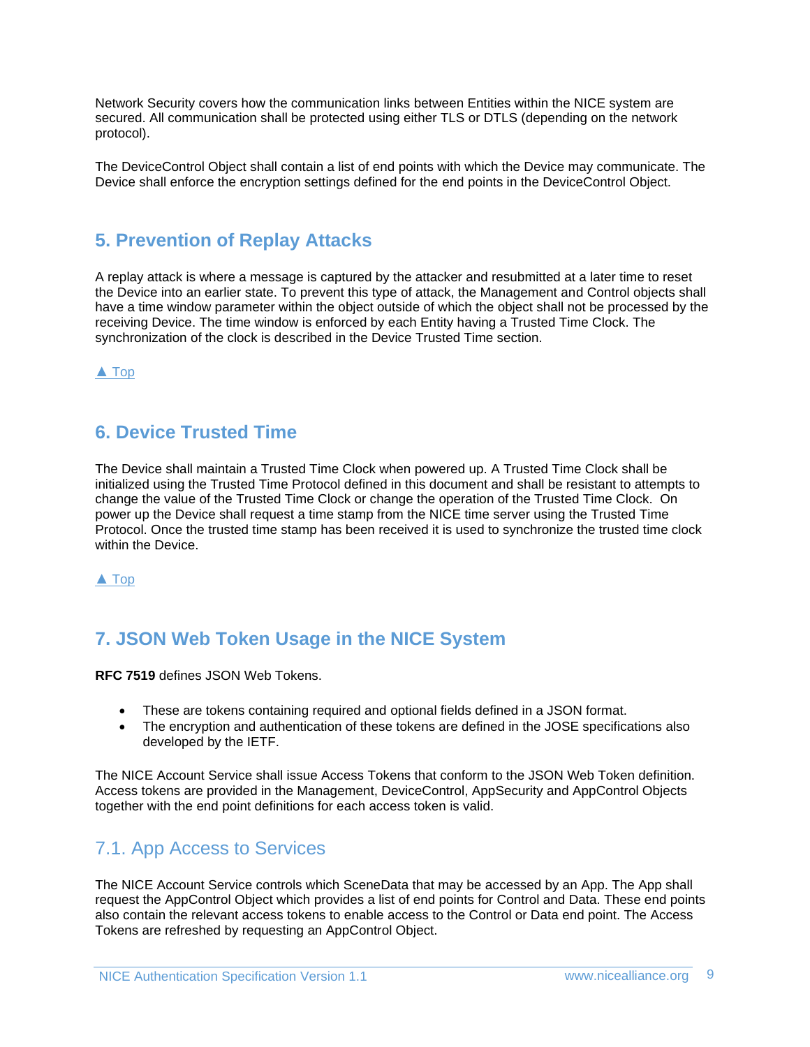Network Security covers how the communication links between Entities within the NICE system are secured. All communication shall be protected using either TLS or DTLS (depending on the network protocol).

The DeviceControl Object shall contain a list of end points with which the Device may communicate. The Device shall enforce the encryption settings defined for the end points in the DeviceControl Object.

## 5. Prevention of Replay Attacks

A replay attack is where a message is captured by the attacker and resubmitted at a later time to reset the Device into an earlier state. To prevent this type of attack, the Management and Control objects shall have a time window parameter within the object outside of which the object shall not be processed by the receiving Device. The time window is enforced by each Entity having a Trusted Time Clock. The synchronization of the clock is described in the Device Trusted Time section.

▲ Top

## 6. Device Trusted Time

The Device shall maintain a Trusted Time Clock when powered up. A Trusted Time Clock shall be initialized using the Trusted Time Protocol defined in this document and shall be resistant to attempts to change the value of the Trusted Time Clock or change the operation of the Trusted Time Clock. On power up the Device shall request a time stamp from the NICE time server using the Trusted Time Protocol. Once the trusted time stamp has been received it is used to synchronize the trusted time clock within the Device.

▲ Top

## 7. JSON Web Token Usage in the NICE System

**RFC 7519** defines JSON Web Tokens.

- These are tokens containing required and optional fields defined in a JSON format.
- The encryption and authentication of these tokens are defined in the JOSE specifications also developed by the IETF.

The NICE Account Service shall issue Access Tokens that conform to the JSON Web Token definition. Access tokens are provided in the Management, DeviceControl, AppSecurity and AppControl Objects together with the end point definitions for each access token is valid.

### 7.1. App Access to Services

The NICE Account Service controls which SceneData that may be accessed by an App. The App shall request the AppControl Object which provides a list of end points for Control and Data. These end points also contain the relevant access tokens to enable access to the Control or Data end point. The Access Tokens are refreshed by requesting an AppControl Object.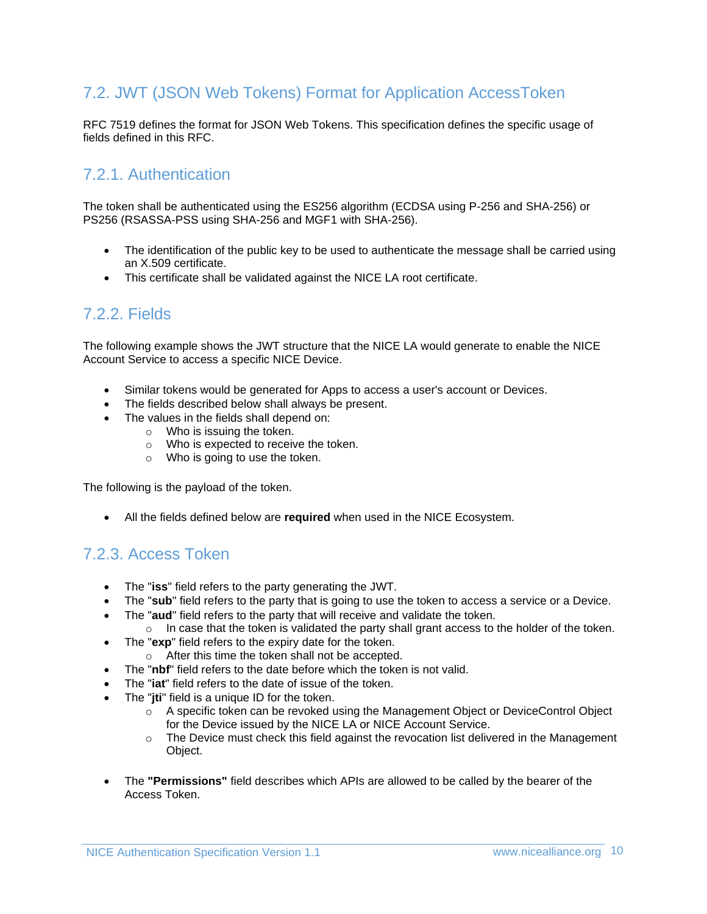## 7.2. JWT (JSON Web Tokens) Format for Application AccessToken

RFC 7519 defines the format for JSON Web Tokens. This specification defines the specific usage of fields defined in this RFC.

### 7.2.1. Authentication

The token shall be authenticated using the ES256 algorithm (ECDSA using P-256 and SHA-256) or PS256 (RSASSA-PSS using SHA-256 and MGF1 with SHA-256).

- The identification of the public key to be used to authenticate the message shall be carried using an X.509 certificate.
- This certificate shall be validated against the NICE LA root certificate.

### 7.2.2. Fields

The following example shows the JWT structure that the NICE LA would generate to enable the NICE Account Service to access a specific NICE Device.

- Similar tokens would be generated for Apps to access a user's account or Devices.
- The fields described below shall always be present.
- The values in the fields shall depend on:
  - Who is issuing the token.
  - Who is expected to receive the token.
  - Who is going to use the token.

The following is the payload of the token.

- All the fields defined below are **required** when used in the NICE Ecosystem.

### 7.2.3. Access Token

- The "**iss**" field refers to the party generating the JWT.
- The "**sub**" field refers to the party that is going to use the token to access a service or a Device.
- The "**aud**" field refers to the party that will receive and validate the token.
  - In case that the token is validated the party shall grant access to the holder of the token.
- The "**exp**" field refers to the expiry date for the token.
  - After this time the token shall not be accepted.
- The "**nbf**" field refers to the date before which the token is not valid.
- The "**iat**" field refers to the date of issue of the token.
- The "**jti**" field is a unique ID for the token.
  - A specific token can be revoked using the Management Object or DeviceControl Object for the Device issued by the NICE LA or NICE Account Service.
  - The Device must check this field against the revocation list delivered in the Management Object.

- The **"Permissions"** field describes which APIs are allowed to be called by the bearer of the Access Token.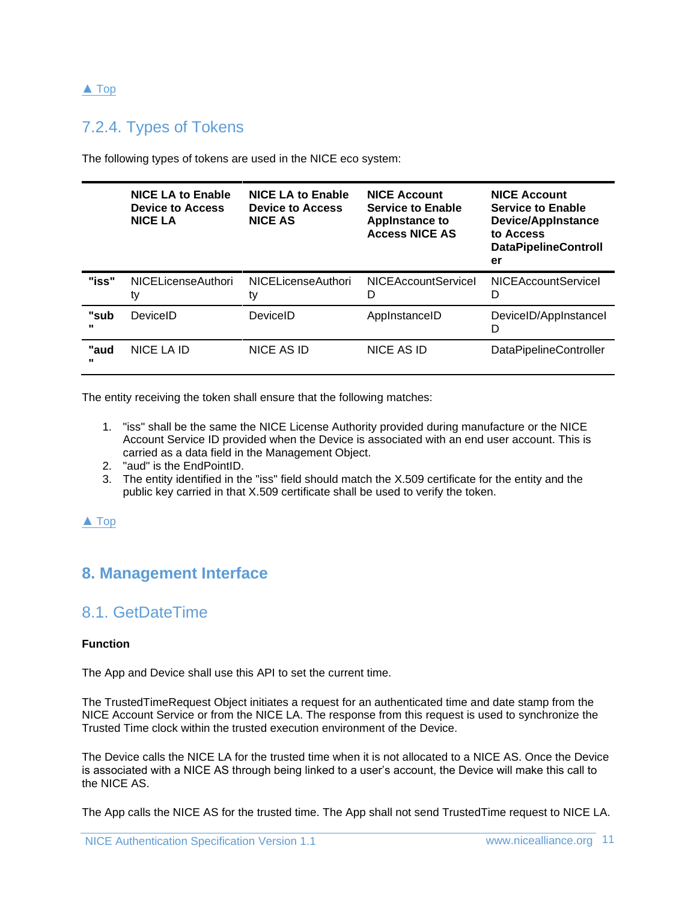▲ Top

### 7.2.4. Types of Tokens

The following types of tokens are used in the NICE eco system:

| | NICE LA to Enable Device to Access NICE LA | NICE LA to Enable Device to Access NICE AS | NICE Account Service to Enable AppInstance to Access NICE AS | NICE Account Service to Enable Device/AppInstance to Access DataPipelineController |
|---|---|---|---|---|
| **"iss"** | NICELicenseAuthority | NICELicenseAuthority | NICEAccountServiceID | NICEAccountServiceID |
| **"sub"** | DeviceID | DeviceID | AppInstanceID | DeviceID/AppInstanceID |
| **"aud"** | NICE LA ID | NICE AS ID | NICE AS ID | DataPipelineController |

The entity receiving the token shall ensure that the following matches:

1. "iss" shall be the same the NICE License Authority provided during manufacture or the NICE Account Service ID provided when the Device is associated with an end user account. This is carried as a data field in the Management Object.
2. "aud" is the EndPointID.
3. The entity identified in the "iss" field should match the X.509 certificate for the entity and the public key carried in that X.509 certificate shall be used to verify the token.

▲ Top

## 8. Management Interface

### 8.1. GetDateTime

**Function**

The App and Device shall use this API to set the current time.

The TrustedTimeRequest Object initiates a request for an authenticated time and date stamp from the NICE Account Service or from the NICE LA. The response from this request is used to synchronize the Trusted Time clock within the trusted execution environment of the Device.

The Device calls the NICE LA for the trusted time when it is not allocated to a NICE AS. Once the Device is associated with a NICE AS through being linked to a user's account, the Device will make this call to the NICE AS.

The App calls the NICE AS for the trusted time. The App shall not send TrustedTime request to NICE LA.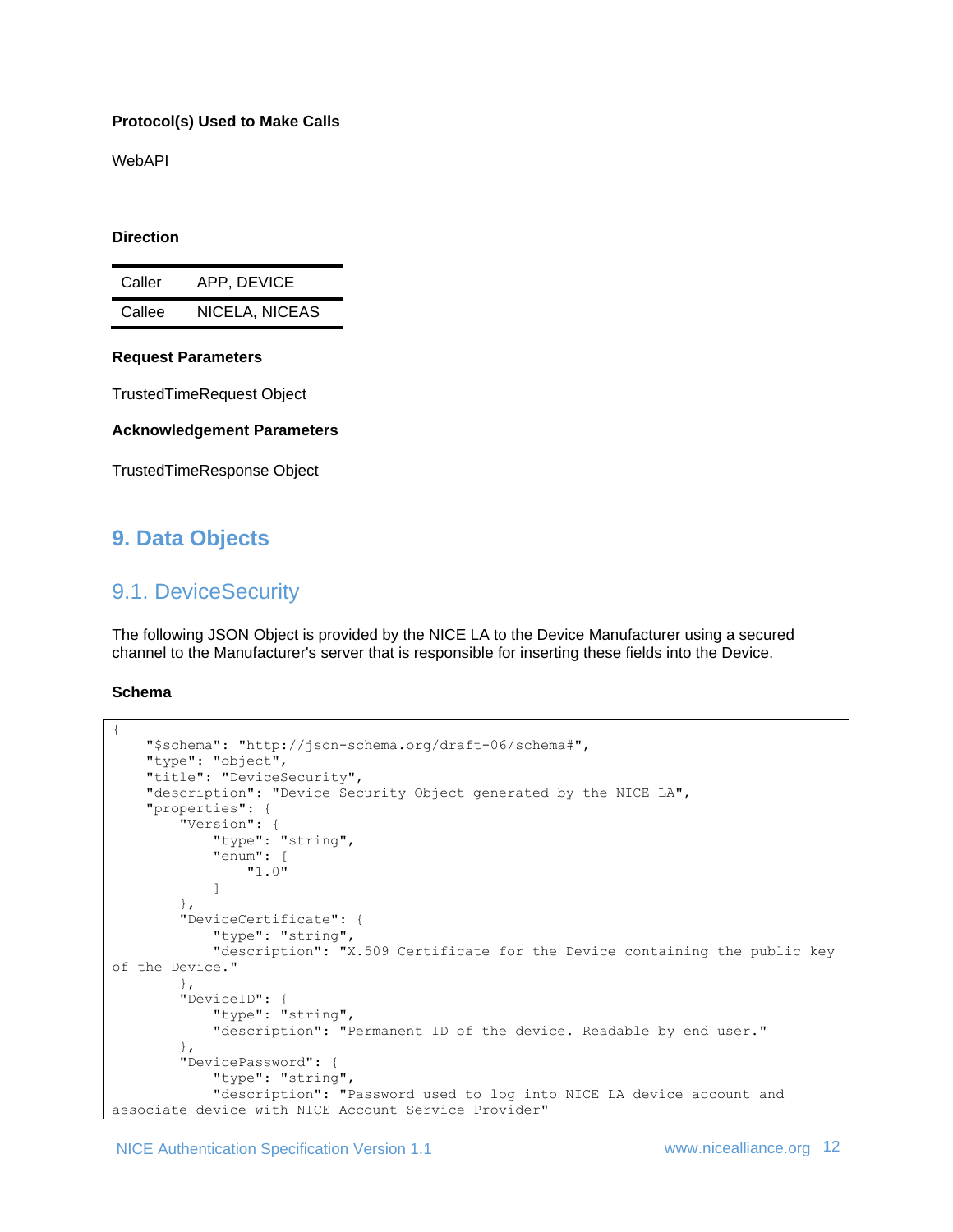**Protocol(s) Used to Make Calls**

WebAPI

**Direction**

| Caller | APP, DEVICE |
|---|---|
| Callee | NICELA, NICEAS |

**Request Parameters**

TrustedTimeRequest Object

**Acknowledgement Parameters**

TrustedTimeResponse Object

# 9. Data Objects

## 9.1. DeviceSecurity

The following JSON Object is provided by the NICE LA to the Device Manufacturer using a secured channel to the Manufacturer's server that is responsible for inserting these fields into the Device.

**Schema**

```
{
    "$schema": "http://json-schema.org/draft-06/schema#",
    "type": "object",
    "title": "DeviceSecurity",
    "description": "Device Security Object generated by the NICE LA",
    "properties": {
        "Version": {
            "type": "string",
            "enum": [
                "1.0"
            ]
        },
        "DeviceCertificate": {
            "type": "string",
            "description": "X.509 Certificate for the Device containing the public key of the Device."
        },
        "DeviceID": {
            "type": "string",
            "description": "Permanent ID of the device. Readable by end user."
        },
        "DevicePassword": {
            "type": "string",
            "description": "Password used to log into NICE LA device account and associate device with NICE Account Service Provider"
```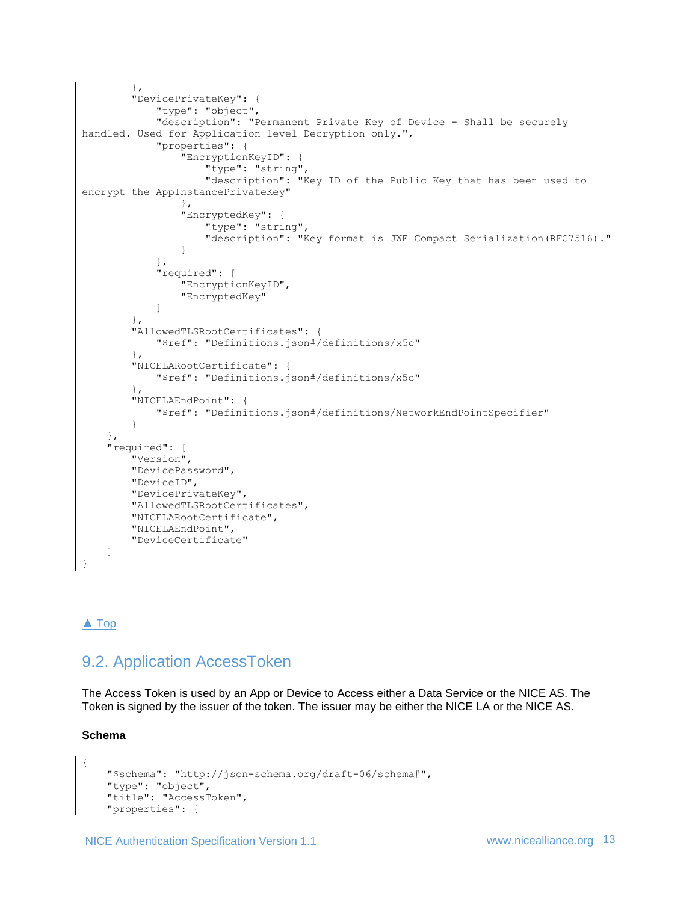```
        },
        "DevicePrivateKey": {
            "type": "object",
            "description": "Permanent Private Key of Device - Shall be securely
handled. Used for Application level Decryption only.",
            "properties": {
                "EncryptionKeyID": {
                    "type": "string",
                    "description": "Key ID of the Public Key that has been used to
encrypt the AppInstancePrivateKey"
                },
                "EncryptedKey": {
                    "type": "string",
                    "description": "Key format is JWE Compact Serialization(RFC7516)."
                }
            },
            "required": [
                "EncryptionKeyID",
                "EncryptedKey"
            ]
        },
        "AllowedTLSRootCertificates": {
            "$ref": "Definitions.json#/definitions/x5c"
        },
        "NICELARootCertificate": {
            "$ref": "Definitions.json#/definitions/x5c"
        },
        "NICELAEndPoint": {
            "$ref": "Definitions.json#/definitions/NetworkEndPointSpecifier"
        }
    },
    "required": [
        "Version",
        "DevicePassword",
        "DeviceID",
        "DevicePrivateKey",
        "AllowedTLSRootCertificates",
        "NICELARootCertificate",
        "NICELAEndPoint",
        "DeviceCertificate"
    ]
}
```

▲ Top

## 9.2. Application AccessToken

The Access Token is used by an App or Device to Access either a Data Service or the NICE AS. The Token is signed by the issuer of the token. The issuer may be either the NICE LA or the NICE AS.

**Schema**

```
{
    "$schema": "http://json-schema.org/draft-06/schema#",
    "type": "object",
    "title": "AccessToken",
    "properties": {
```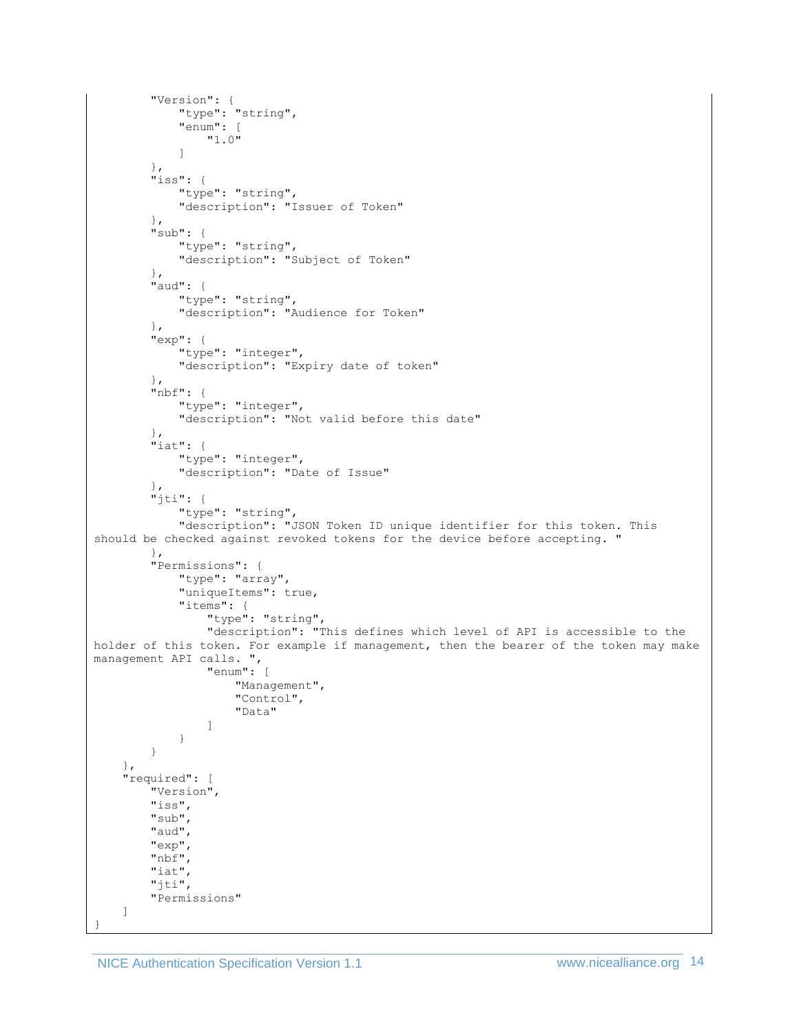```
        "Version": {
            "type": "string",
            "enum": [
                "1.0"
            ]
        },
        "iss": {
            "type": "string",
            "description": "Issuer of Token"
        },
        "sub": {
            "type": "string",
            "description": "Subject of Token"
        },
        "aud": {
            "type": "string",
            "description": "Audience for Token"
        },
        "exp": {
            "type": "integer",
            "description": "Expiry date of token"
        },
        "nbf": {
            "type": "integer",
            "description": "Not valid before this date"
        },
        "iat": {
            "type": "integer",
            "description": "Date of Issue"
        },
        "jti": {
            "type": "string",
            "description": "JSON Token ID unique identifier for this token. This
should be checked against revoked tokens for the device before accepting. "
        },
        "Permissions": {
            "type": "array",
            "uniqueItems": true,
            "items": {
                "type": "string",
                "description": "This defines which level of API is accessible to the
holder of this token. For example if management, then the bearer of the token may make
management API calls. ",
                "enum": [
                    "Management",
                    "Control",
                    "Data"
                ]
            }
        }
    },
    "required": [
        "Version",
        "iss",
        "sub",
        "aud",
        "exp",
        "nbf",
        "iat",
        "jti",
        "Permissions"
    ]
}
```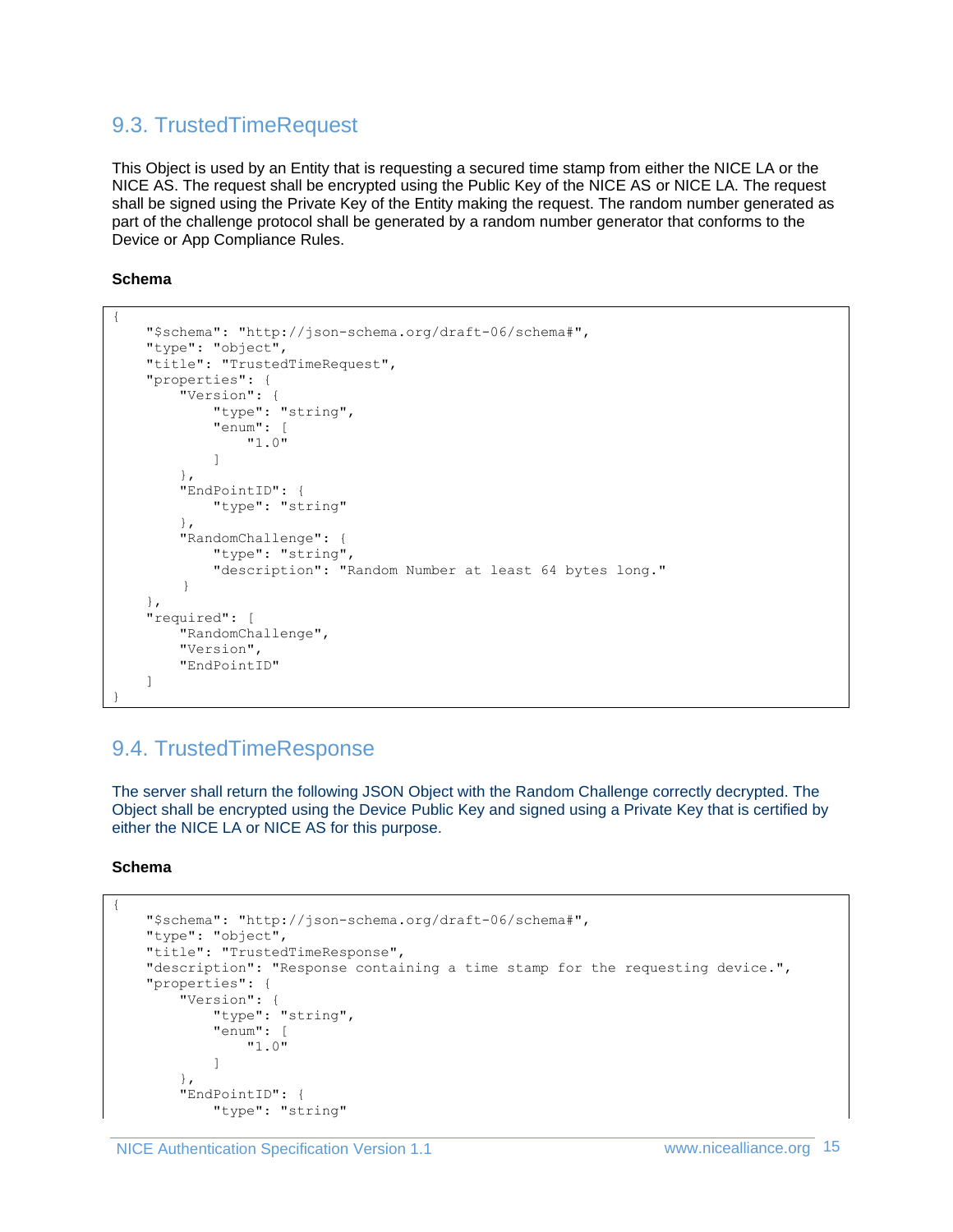## 9.3. TrustedTimeRequest

This Object is used by an Entity that is requesting a secured time stamp from either the NICE LA or the NICE AS. The request shall be encrypted using the Public Key of the NICE AS or NICE LA. The request shall be signed using the Private Key of the Entity making the request. The random number generated as part of the challenge protocol shall be generated by a random number generator that conforms to the Device or App Compliance Rules.

**Schema**

```
{
    "$schema": "http://json-schema.org/draft-06/schema#",
    "type": "object",
    "title": "TrustedTimeRequest",
    "properties": {
        "Version": {
            "type": "string",
            "enum": [
                "1.0"
            ]
        },
        "EndPointID": {
            "type": "string"
        },
        "RandomChallenge": {
            "type": "string",
            "description": "Random Number at least 64 bytes long."
         }
    },
    "required": [
        "RandomChallenge",
        "Version",
        "EndPointID"
    ]
}
```

## 9.4. TrustedTimeResponse

The server shall return the following JSON Object with the Random Challenge correctly decrypted. The Object shall be encrypted using the Device Public Key and signed using a Private Key that is certified by either the NICE LA or NICE AS for this purpose.

**Schema**

```
{
    "$schema": "http://json-schema.org/draft-06/schema#",
    "type": "object",
    "title": "TrustedTimeResponse",
    "description": "Response containing a time stamp for the requesting device.",
    "properties": {
        "Version": {
            "type": "string",
            "enum": [
                "1.0"
            ]
        },
        "EndPointID": {
            "type": "string"
```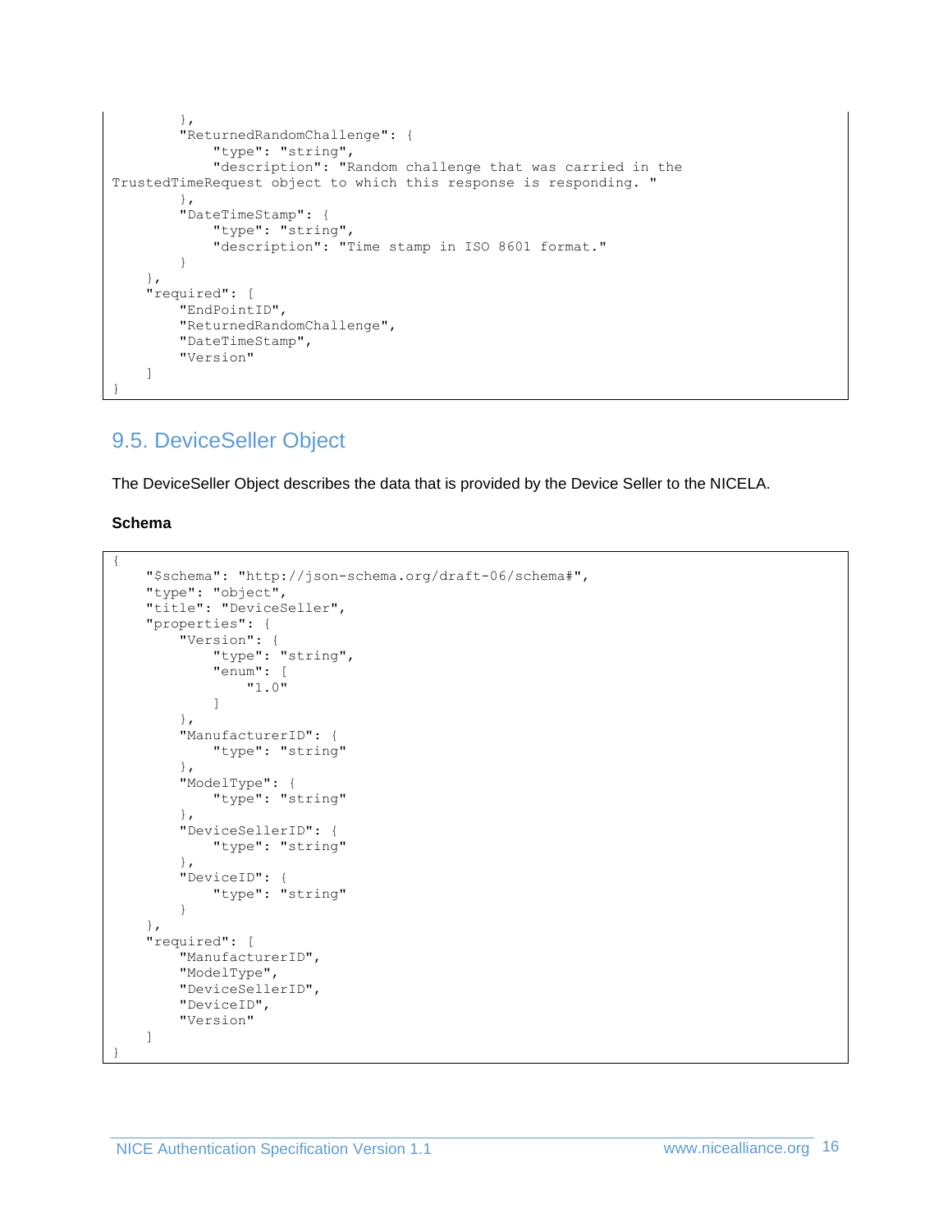```
        },
        "ReturnedRandomChallenge": {
            "type": "string",
            "description": "Random challenge that was carried in the
TrustedTimeRequest object to which this response is responding. "
        },
        "DateTimeStamp": {
            "type": "string",
            "description": "Time stamp in ISO 8601 format."
        }
    },
    "required": [
        "EndPointID",
        "ReturnedRandomChallenge",
        "DateTimeStamp",
        "Version"
    ]
}
```

## 9.5. DeviceSeller Object

The DeviceSeller Object describes the data that is provided by the Device Seller to the NICELA.

**Schema**

```
{
    "$schema": "http://json-schema.org/draft-06/schema#",
    "type": "object",
    "title": "DeviceSeller",
    "properties": {
        "Version": {
            "type": "string",
            "enum": [
                "1.0"
            ]
        },
        "ManufacturerID": {
            "type": "string"
        },
        "ModelType": {
            "type": "string"
        },
        "DeviceSellerID": {
            "type": "string"
        },
        "DeviceID": {
            "type": "string"
        }
    },
    "required": [
        "ManufacturerID",
        "ModelType",
        "DeviceSellerID",
        "DeviceID",
        "Version"
    ]
}
```